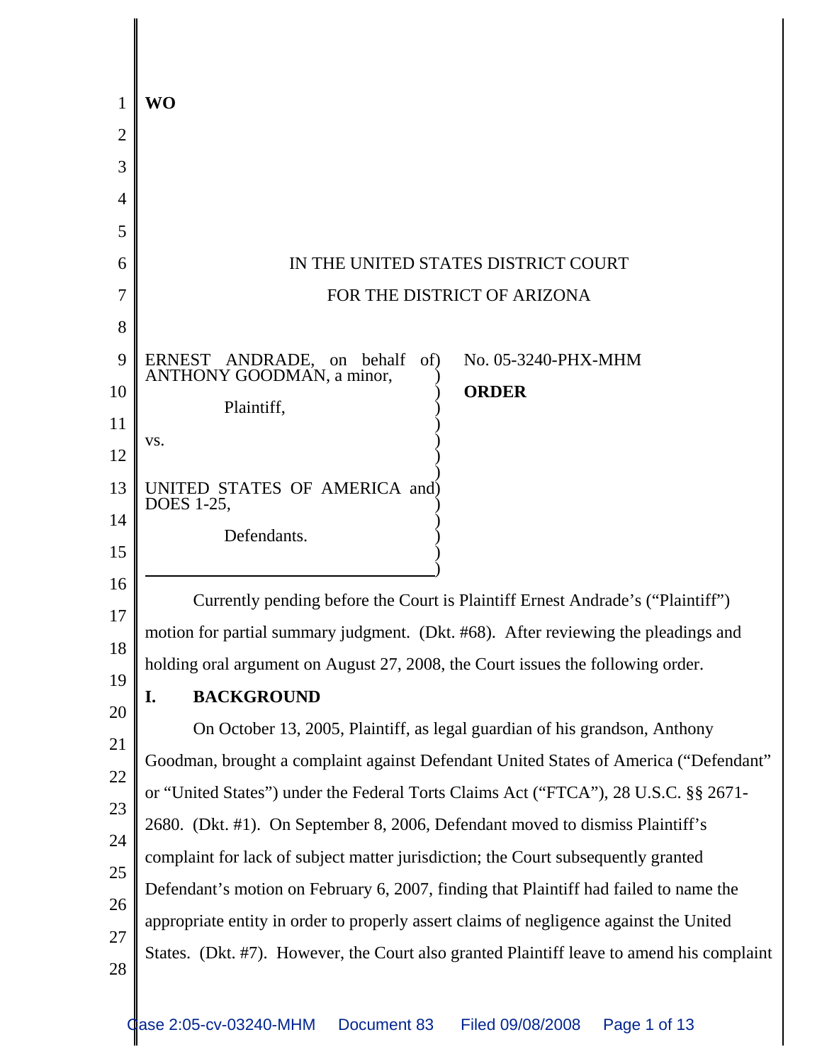**WO**

IN THE UNITED STATES DISTRICT COURT

FOR THE DISTRICT OF ARIZONA

ERNEST ANDRADE, on behalf of ANTHONY GOODMAN, a minor,

Plaintiff,

vs.

UNITED STATES OF AMERICA and DOES 1-25,

Defendants.

No. 05-3240-PHX-MHM

**ORDER**

Currently pending before the Court is Plaintiff Ernest Andrade's ("Plaintiff") motion for partial summary judgment. (Dkt. #68). After reviewing the pleadings and holding oral argument on August 27, 2008, the Court issues the following order.

## I. BACKGROUND

On October 13, 2005, Plaintiff, as legal guardian of his grandson, Anthony Goodman, brought a complaint against Defendant United States of America ("Defendant" or "United States") under the Federal Torts Claims Act ("FTCA"), 28 U.S.C. §§ 2671-2680. (Dkt. #1). On September 8, 2006, Defendant moved to dismiss Plaintiff's complaint for lack of subject matter jurisdiction; the Court subsequently granted Defendant's motion on February 6, 2007, finding that Plaintiff had failed to name the appropriate entity in order to properly assert claims of negligence against the United States. (Dkt. #7). However, the Court also granted Plaintiff leave to amend his complaint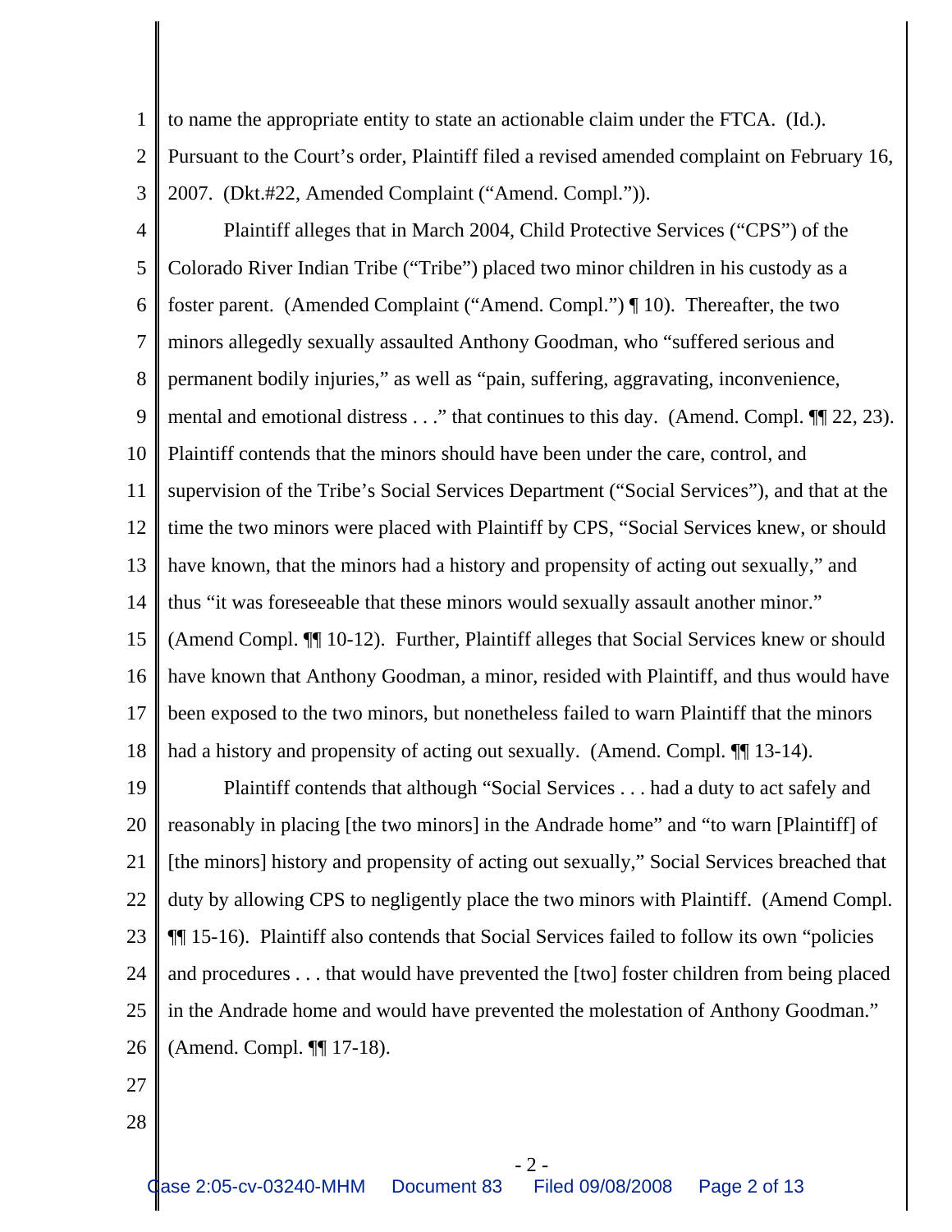to name the appropriate entity to state an actionable claim under the FTCA. (Id.). Pursuant to the Court's order, Plaintiff filed a revised amended complaint on February 16, 2007. (Dkt.#22, Amended Complaint ("Amend. Compl.")).

Plaintiff alleges that in March 2004, Child Protective Services ("CPS") of the Colorado River Indian Tribe ("Tribe") placed two minor children in his custody as a foster parent. (Amended Complaint ("Amend. Compl.") ¶ 10). Thereafter, the two minors allegedly sexually assaulted Anthony Goodman, who "suffered serious and permanent bodily injuries," as well as "pain, suffering, aggravating, inconvenience, mental and emotional distress . . ." that continues to this day. (Amend. Compl. ¶¶ 22, 23). Plaintiff contends that the minors should have been under the care, control, and supervision of the Tribe's Social Services Department ("Social Services"), and that at the time the two minors were placed with Plaintiff by CPS, "Social Services knew, or should have known, that the minors had a history and propensity of acting out sexually," and thus "it was foreseeable that these minors would sexually assault another minor." (Amend Compl. ¶¶ 10-12). Further, Plaintiff alleges that Social Services knew or should have known that Anthony Goodman, a minor, resided with Plaintiff, and thus would have been exposed to the two minors, but nonetheless failed to warn Plaintiff that the minors had a history and propensity of acting out sexually. (Amend. Compl. ¶¶ 13-14).

Plaintiff contends that although "Social Services . . . had a duty to act safely and reasonably in placing [the two minors] in the Andrade home" and "to warn [Plaintiff] of [the minors] history and propensity of acting out sexually," Social Services breached that duty by allowing CPS to negligently place the two minors with Plaintiff. (Amend Compl. ¶¶ 15-16). Plaintiff also contends that Social Services failed to follow its own "policies and procedures . . . that would have prevented the [two] foster children from being placed in the Andrade home and would have prevented the molestation of Anthony Goodman." (Amend. Compl. ¶¶ 17-18).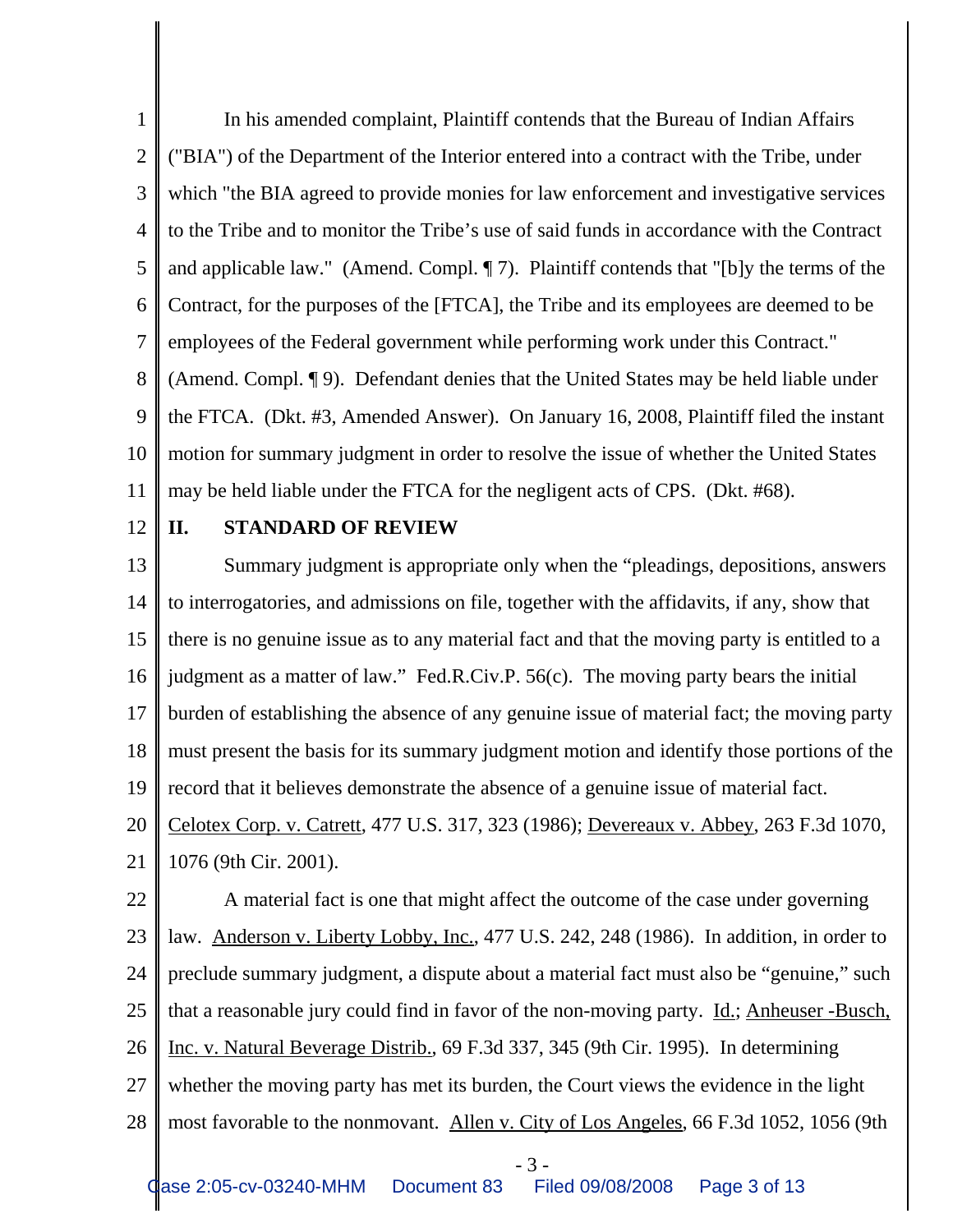In his amended complaint, Plaintiff contends that the Bureau of Indian Affairs ("BIA") of the Department of the Interior entered into a contract with the Tribe, under which "the BIA agreed to provide monies for law enforcement and investigative services to the Tribe and to monitor the Tribe's use of said funds in accordance with the Contract and applicable law." (Amend. Compl. ¶ 7). Plaintiff contends that "[b]y the terms of the Contract, for the purposes of the [FTCA], the Tribe and its employees are deemed to be employees of the Federal government while performing work under this Contract." (Amend. Compl. ¶ 9). Defendant denies that the United States may be held liable under the FTCA. (Dkt. #3, Amended Answer). On January 16, 2008, Plaintiff filed the instant motion for summary judgment in order to resolve the issue of whether the United States may be held liable under the FTCA for the negligent acts of CPS. (Dkt. #68).

## II. STANDARD OF REVIEW

Summary judgment is appropriate only when the "pleadings, depositions, answers to interrogatories, and admissions on file, together with the affidavits, if any, show that there is no genuine issue as to any material fact and that the moving party is entitled to a judgment as a matter of law." Fed.R.Civ.P. 56(c). The moving party bears the initial burden of establishing the absence of any genuine issue of material fact; the moving party must present the basis for its summary judgment motion and identify those portions of the record that it believes demonstrate the absence of a genuine issue of material fact. Celotex Corp. v. Catrett, 477 U.S. 317, 323 (1986); Devereaux v. Abbey, 263 F.3d 1070, 1076 (9th Cir. 2001).

A material fact is one that might affect the outcome of the case under governing law. Anderson v. Liberty Lobby, Inc., 477 U.S. 242, 248 (1986). In addition, in order to preclude summary judgment, a dispute about a material fact must also be "genuine," such that a reasonable jury could find in favor of the non-moving party. Id.; Anheuser -Busch, Inc. v. Natural Beverage Distrib., 69 F.3d 337, 345 (9th Cir. 1995). In determining whether the moving party has met its burden, the Court views the evidence in the light most favorable to the nonmovant. Allen v. City of Los Angeles, 66 F.3d 1052, 1056 (9th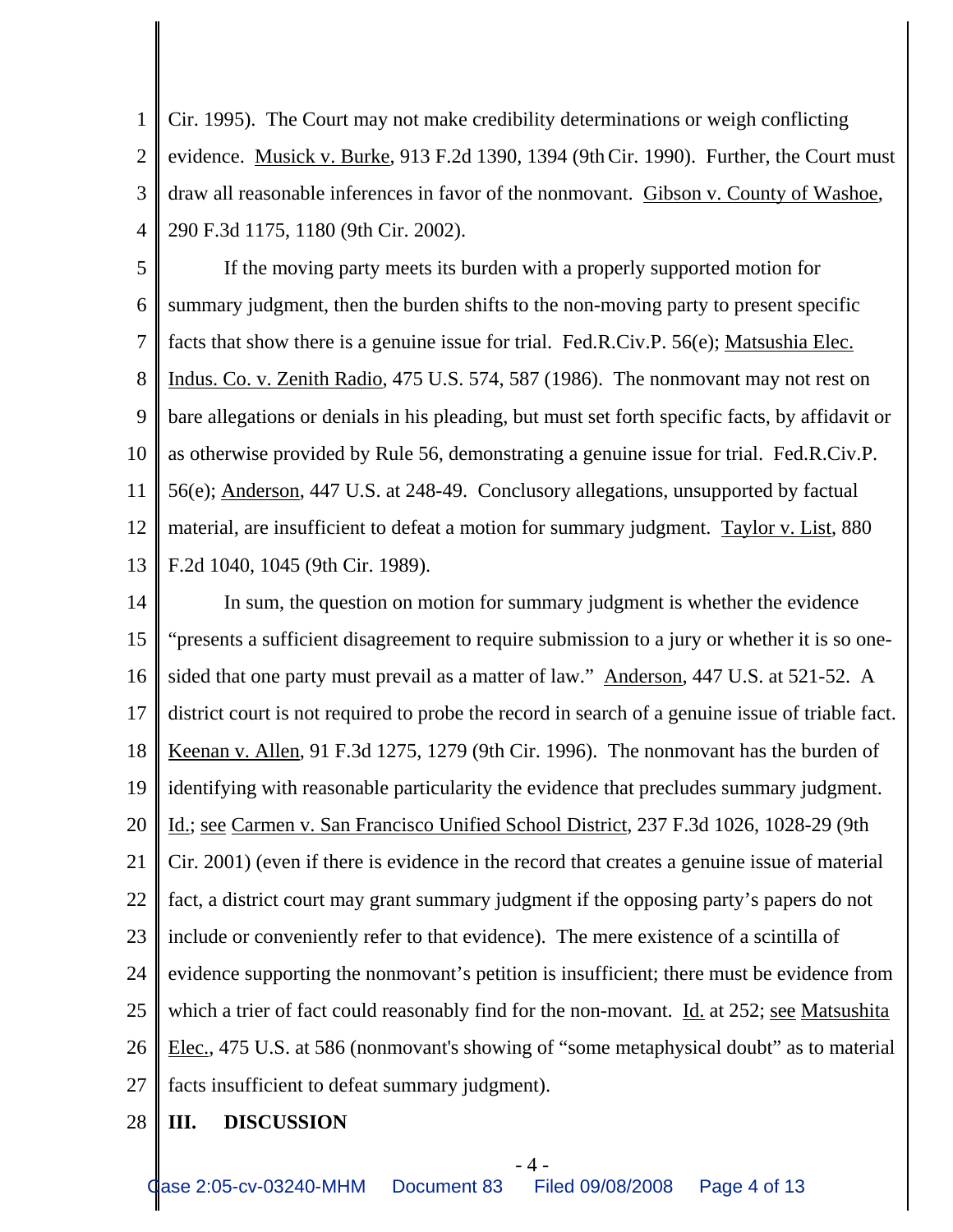Cir. 1995). The Court may not make credibility determinations or weigh conflicting evidence. Musick v. Burke, 913 F.2d 1390, 1394 (9th Cir. 1990). Further, the Court must draw all reasonable inferences in favor of the nonmovant. Gibson v. County of Washoe, 290 F.3d 1175, 1180 (9th Cir. 2002).

If the moving party meets its burden with a properly supported motion for summary judgment, then the burden shifts to the non-moving party to present specific facts that show there is a genuine issue for trial. Fed.R.Civ.P. 56(e); Matsushia Elec. Indus. Co. v. Zenith Radio, 475 U.S. 574, 587 (1986). The nonmovant may not rest on bare allegations or denials in his pleading, but must set forth specific facts, by affidavit or as otherwise provided by Rule 56, demonstrating a genuine issue for trial. Fed.R.Civ.P. 56(e); Anderson, 447 U.S. at 248-49. Conclusory allegations, unsupported by factual material, are insufficient to defeat a motion for summary judgment. Taylor v. List, 880 F.2d 1040, 1045 (9th Cir. 1989).

In sum, the question on motion for summary judgment is whether the evidence "presents a sufficient disagreement to require submission to a jury or whether it is so one-sided that one party must prevail as a matter of law." Anderson, 447 U.S. at 521-52. A district court is not required to probe the record in search of a genuine issue of triable fact. Keenan v. Allen, 91 F.3d 1275, 1279 (9th Cir. 1996). The nonmovant has the burden of identifying with reasonable particularity the evidence that precludes summary judgment. Id.; see Carmen v. San Francisco Unified School District, 237 F.3d 1026, 1028-29 (9th Cir. 2001) (even if there is evidence in the record that creates a genuine issue of material fact, a district court may grant summary judgment if the opposing party's papers do not include or conveniently refer to that evidence). The mere existence of a scintilla of evidence supporting the nonmovant's petition is insufficient; there must be evidence from which a trier of fact could reasonably find for the non-movant. Id. at 252; see Matsushita Elec., 475 U.S. at 586 (nonmovant's showing of "some metaphysical doubt" as to material facts insufficient to defeat summary judgment).

## III. DISCUSSION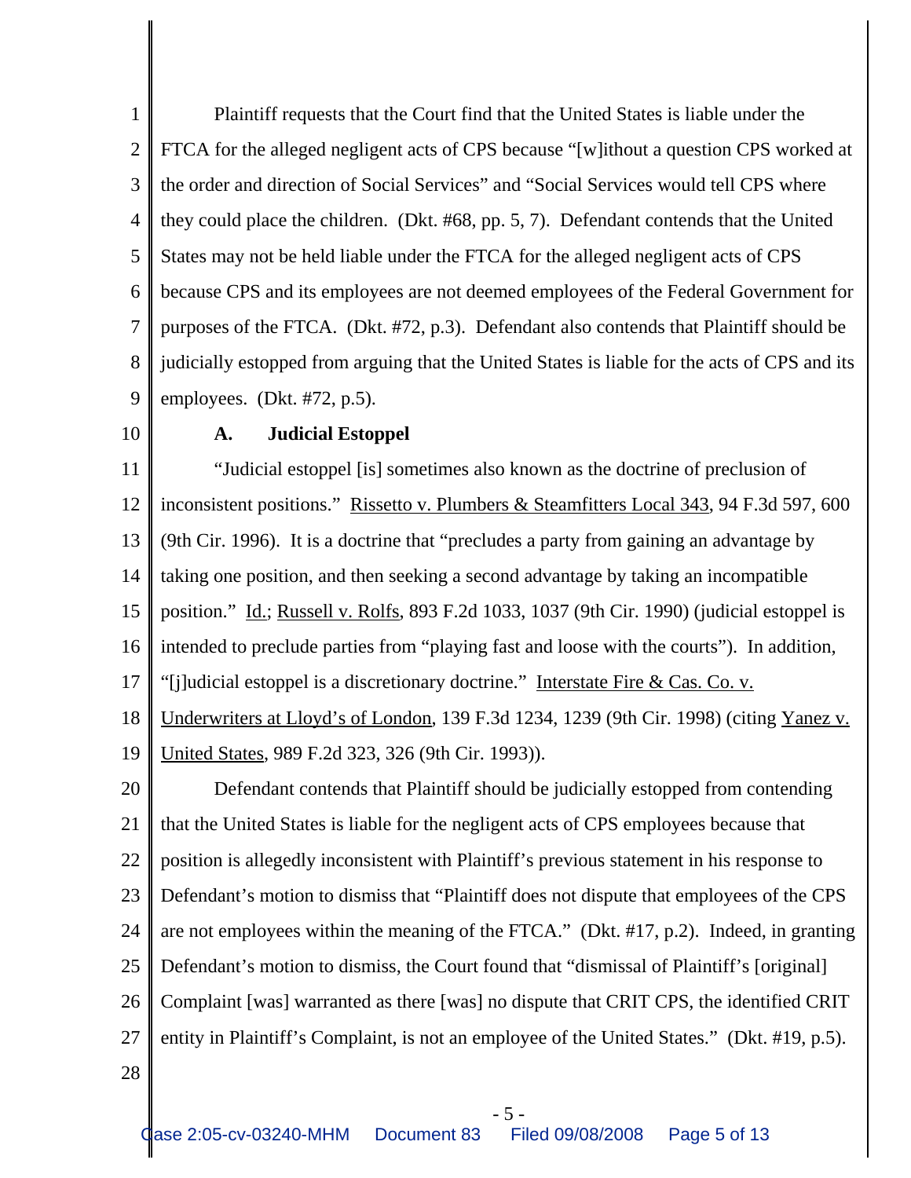Plaintiff requests that the Court find that the United States is liable under the FTCA for the alleged negligent acts of CPS because "[w]ithout a question CPS worked at the order and direction of Social Services" and "Social Services would tell CPS where they could place the children. (Dkt. #68, pp. 5, 7). Defendant contends that the United States may not be held liable under the FTCA for the alleged negligent acts of CPS because CPS and its employees are not deemed employees of the Federal Government for purposes of the FTCA. (Dkt. #72, p.3). Defendant also contends that Plaintiff should be judicially estopped from arguing that the United States is liable for the acts of CPS and its employees. (Dkt. #72, p.5).

**A. Judicial Estoppel**

"Judicial estoppel [is] sometimes also known as the doctrine of preclusion of inconsistent positions." Rissetto v. Plumbers & Steamfitters Local 343, 94 F.3d 597, 600 (9th Cir. 1996). It is a doctrine that "precludes a party from gaining an advantage by taking one position, and then seeking a second advantage by taking an incompatible position." Id.; Russell v. Rolfs, 893 F.2d 1033, 1037 (9th Cir. 1990) (judicial estoppel is intended to preclude parties from "playing fast and loose with the courts"). In addition, "[j]udicial estoppel is a discretionary doctrine." Interstate Fire & Cas. Co. v. Underwriters at Lloyd's of London, 139 F.3d 1234, 1239 (9th Cir. 1998) (citing Yanez v. United States, 989 F.2d 323, 326 (9th Cir. 1993)).

Defendant contends that Plaintiff should be judicially estopped from contending that the United States is liable for the negligent acts of CPS employees because that position is allegedly inconsistent with Plaintiff's previous statement in his response to Defendant's motion to dismiss that "Plaintiff does not dispute that employees of the CPS are not employees within the meaning of the FTCA." (Dkt. #17, p.2). Indeed, in granting Defendant's motion to dismiss, the Court found that "dismissal of Plaintiff's [original] Complaint [was] warranted as there [was] no dispute that CRIT CPS, the identified CRIT entity in Plaintiff's Complaint, is not an employee of the United States." (Dkt. #19, p.5).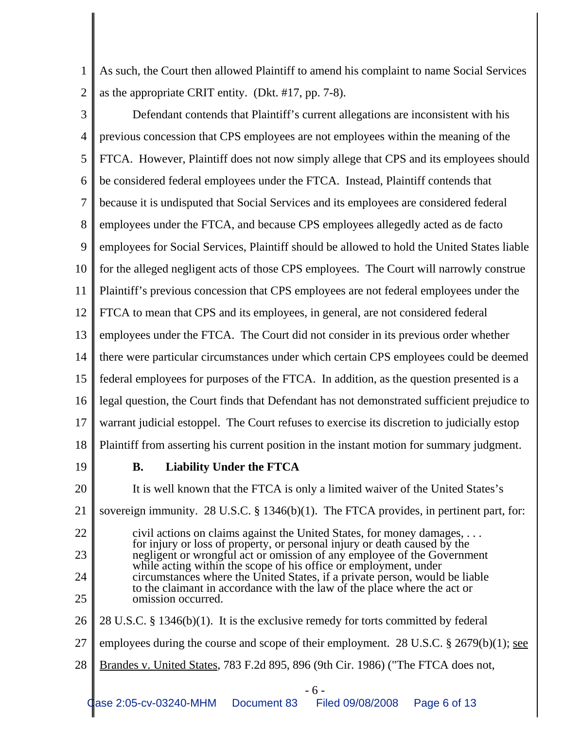As such, the Court then allowed Plaintiff to amend his complaint to name Social Services as the appropriate CRIT entity. (Dkt. #17, pp. 7-8).

Defendant contends that Plaintiff's current allegations are inconsistent with his previous concession that CPS employees are not employees within the meaning of the FTCA. However, Plaintiff does not now simply allege that CPS and its employees should be considered federal employees under the FTCA. Instead, Plaintiff contends that because it is undisputed that Social Services and its employees are considered federal employees under the FTCA, and because CPS employees allegedly acted as de facto employees for Social Services, Plaintiff should be allowed to hold the United States liable for the alleged negligent acts of those CPS employees. The Court will narrowly construe Plaintiff's previous concession that CPS employees are not federal employees under the FTCA to mean that CPS and its employees, in general, are not considered federal employees under the FTCA. The Court did not consider in its previous order whether there were particular circumstances under which certain CPS employees could deemed federal employees for purposes of the FTCA. In addition, as the question presented is a legal question, the Court finds that Defendant has not demonstrated sufficient prejudice to warrant judicial estoppel. The Court refuses to exercise its discretion to judicially estop Plaintiff from asserting his current position in the instant motion for summary judgment.

**B. Liability Under the FTCA**

It is well known that the FTCA is only a limited waiver of the United States's sovereign immunity. 28 U.S.C. § 1346(b)(1). The FTCA provides, in pertinent part, for:

> civil actions on claims against the United States, for money damages, . . . for injury or loss of property, or personal injury or death caused by the negligent or wrongful act or omission of any employee of the Government while acting within the scope of his office or employment, under circumstances where the United States, if a private person, would be liable to the claimant in accordance with the law of the place where the act or omission occurred.

28 U.S.C. § 1346(b)(1). It is the exclusive remedy for torts committed by federal employees during the course and scope of their employment. 28 U.S.C. § 2679(b)(1); see Brandes v. United States, 783 F.2d 895, 896 (9th Cir. 1986) ("The FTCA does not,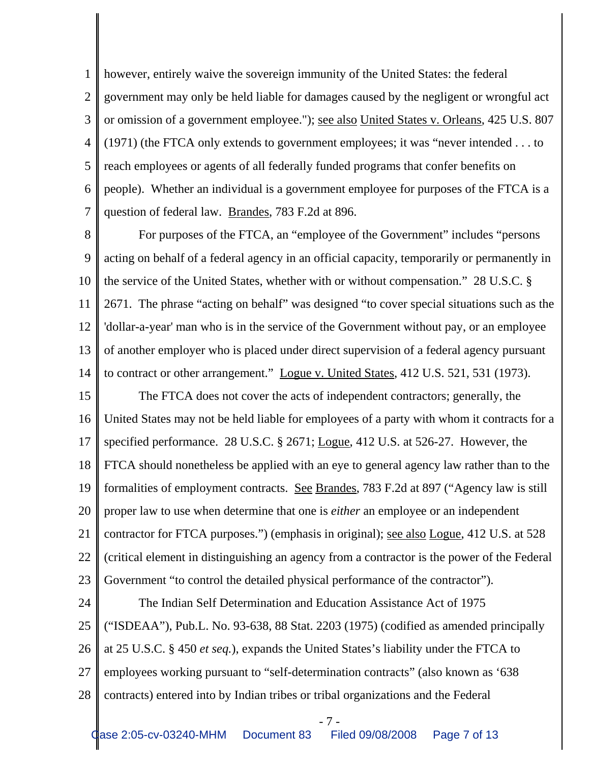however, entirely waive the sovereign immunity of the United States: the federal government may only be held liable for damages caused by the negligent or wrongful act or omission of a government employee."); see also United States v. Orleans, 425 U.S. 807 (1971) (the FTCA only extends to government employees; it was "never intended . . . to reach employees or agents of all federally funded programs that confer benefits on people). Whether an individual is a government employee for purposes of the FTCA is a question of federal law. Brandes, 783 F.2d at 896.

For purposes of the FTCA, an "employee of the Government" includes "persons acting on behalf of a federal agency in an official capacity, temporarily or permanently in the service of the United States, whether with or without compensation." 28 U.S.C. § 2671. The phrase "acting on behalf" was designed "to cover special situations such as the 'dollar-a-year' man who is in the service of the Government without pay, or an employee of another employer who is placed under direct supervision of a federal agency pursuant to contract or other arrangement." Logue v. United States, 412 U.S. 521, 531 (1973).

The FTCA does not cover the acts of independent contractors; generally, the United States may not be held liable for employees of a party with whom it contracts for a specified performance. 28 U.S.C. § 2671; Logue, 412 U.S. at 526-27. However, the FTCA should nonetheless be applied with an eye to general agency law rather than to the formalities of employment contracts. See Brandes, 783 F.2d at 897 ("Agency law is still proper law to use when determine that one is *either* an employee or an independent contractor for FTCA purposes.") (emphasis in original); see also Logue, 412 U.S. at 528 (critical element in distinguishing an agency from a contractor is the power of the Federal Government "to control the detailed physical performance of the contractor").

The Indian Self Determination and Education Assistance Act of 1975 ("ISDEAA"), Pub.L. No. 93-638, 88 Stat. 2203 (1975) (codified as amended principally at 25 U.S.C. § 450 *et seq.*), expands the United States's liability under the FTCA to employees working pursuant to "self-determination contracts" (also known as '638 contracts) entered into by Indian tribes or tribal organizations and the Federal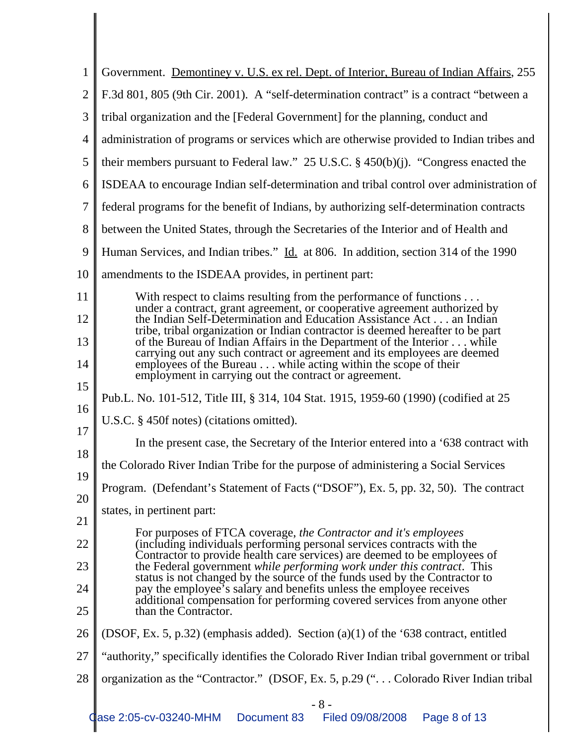Government. Demontiney v. U.S. ex rel. Dept. of Interior, Bureau of Indian Affairs, 255 F.3d 801, 805 (9th Cir. 2001). A "self-determination contract" is a contract "between a tribal organization and the [Federal Government] for the planning, conduct and administration of programs or services which are otherwise provided to Indian tribes and their members pursuant to Federal law." 25 U.S.C. § 450(b)(j). "Congress enacted the ISDEAA to encourage Indian self-determination and tribal control over administration of federal programs for the benefit of Indians, by authorizing self-determination contracts between the United States, through the Secretaries of the Interior and of Health and Human Services, and Indian tribes." Id. at 806. In addition, section 314 of the 1990 amendments to the ISDEAA provides, in pertinent part:

> With respect to claims resulting from the performance of functions . . . under a contract, grant agreement, or cooperative agreement authorized by the Indian Self-Determination and Education Assistance Act . . . an Indian tribe, tribal organization or Indian contractor is deemed hereafter to be part of the Bureau of Indian Affairs in the Department of the Interior . . . while carrying out any such contract or agreement and its employees are deemed employees of the Bureau . . . while acting within the scope of their employment in carrying out the contract or agreement.

Pub.L. No. 101-512, Title III, § 314, 104 Stat. 1915, 1959-60 (1990) (codified at 25 U.S.C. § 450f notes) (citations omitted).

In the present case, the Secretary of the Interior entered into a '638 contract with the Colorado River Indian Tribe for the purpose of administering a Social Services Program. (Defendant's Statement of Facts ("DSOF"), Ex. 5, pp. 32, 50). The contract states, in pertinent part:

> For purposes of FTCA coverage, *the Contractor and it's employees* (including individuals performing personal services contracts with the Contractor to provide health care services) are deemed to be employees of the Federal government *while performing work under this contract*. This status is not changed by the source of the funds used by the Contractor to pay the employee's salary and benefits unless the employee receives additional compensation for performing covered services from anyone other than the Contractor.

(DSOF, Ex. 5, p.32) (emphasis added). Section (a)(1) of the '638 contract, entitled "authority," specifically identifies the Colorado River Indian tribal government or tribal organization as the "Contractor." (DSOF, Ex. 5, p.29 (". . . Colorado River Indian tribal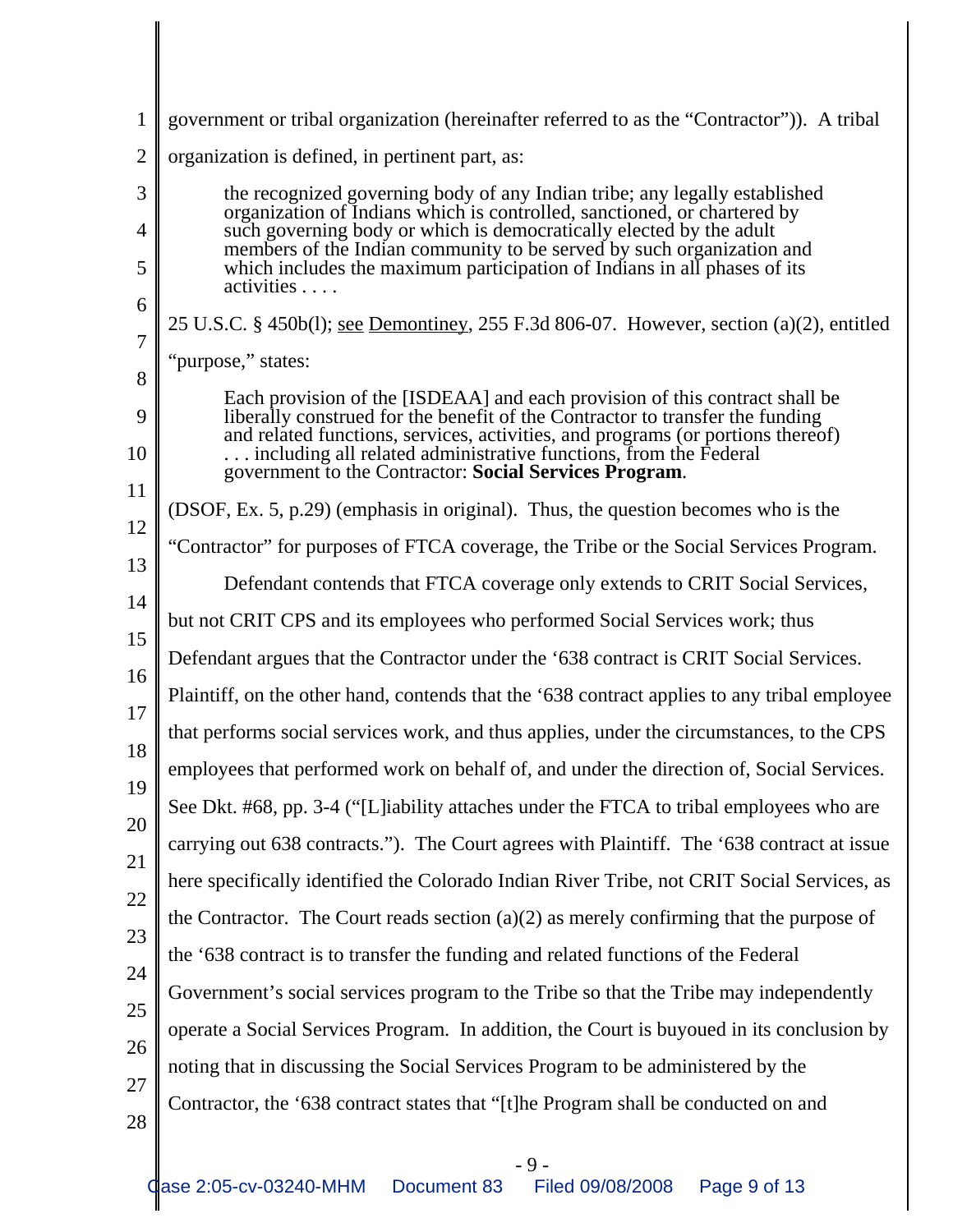government or tribal organization (hereinafter referred to as the "Contractor")). A tribal organization is defined, in pertinent part, as:

> the recognized governing body of any Indian tribe; any legally established organization of Indians which is controlled, sanctioned, or chartered by such governing body or which is democratically elected by the adult members of the Indian community to be served by such organization and which includes the maximum participation of Indians in all phases of its activities . . . .

25 U.S.C. § 450b(l); see Demontiney, 255 F.3d 806-07. However, section (a)(2), entitled "purpose," states:

> Each provision of the [ISDEAA] and each provision of this contract shall be liberally construed for the benefit of the Contractor to transfer the funding and related functions, services, activities, and programs (or portions thereof) . . . including all related administrative functions, from the Federal government to the Contractor: **Social Services Program**.

(DSOF, Ex. 5, p.29) (emphasis in original). Thus, the question becomes who is the "Contractor" for purposes of FTCA coverage, the Tribe or the Social Services Program.

Defendant contends that FTCA coverage only extends to CRIT Social Services, but not CRIT CPS and its employees who performed Social Services work; thus Defendant argues that the Contractor under the '638 contract is CRIT Social Services. Plaintiff, on the other hand, contends that the '638 contract applies to any tribal employee that performs social services work, and thus applies, under the circumstances, to the CPS employees that performed work on behalf of, and under the direction of, Social Services. See Dkt. #68, pp. 3-4 ("[L]iability attaches under the FTCA to tribal employees who are carrying out 638 contracts."). The Court agrees with Plaintiff. The '638 contract at issue here specifically identified the Colorado Indian River Tribe, not CRIT Social Services, as the Contractor. The Court reads section (a)(2) as merely confirming that the purpose of the '638 contract is to transfer the funding and related functions of the Federal Government's social services program to the Tribe so that the Tribe may independently operate a Social Services Program. In addition, the Court is buyoued in its conclusion by noting that in discussing the Social Services Program to be administered by the Contractor, the '638 contract states that "[t]he Program shall be conducted on and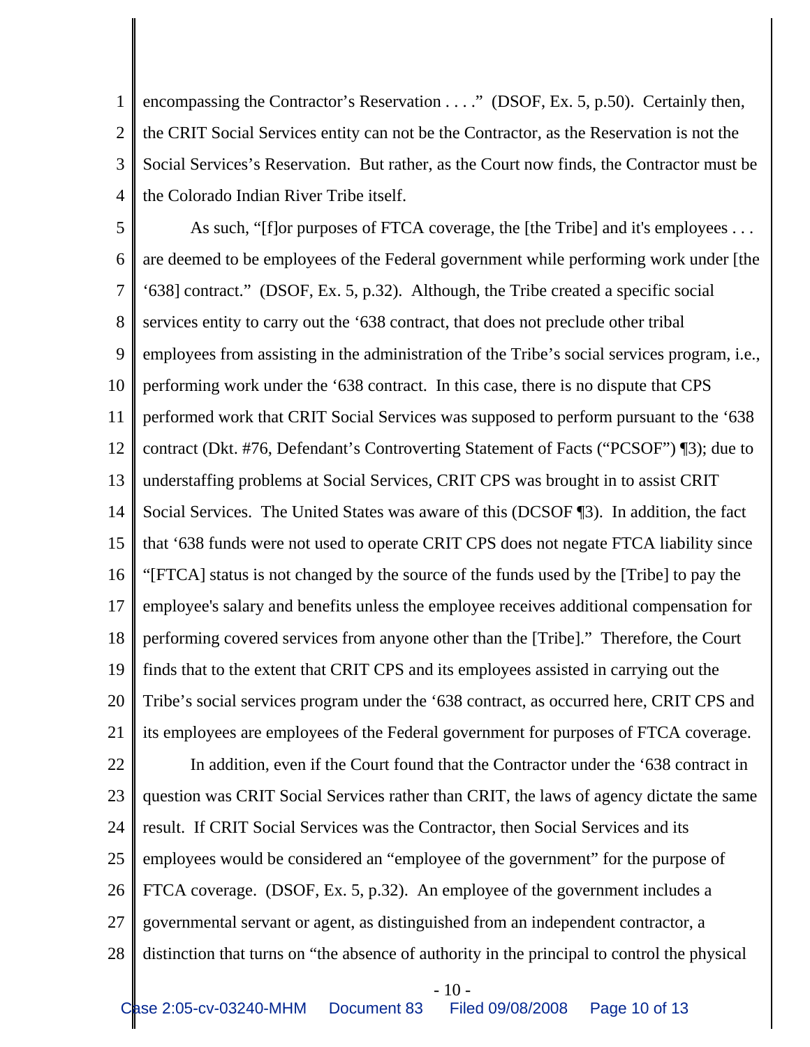encompassing the Contractor's Reservation . . . ." (DSOF, Ex. 5, p.50). Certainly then, the CRIT Social Services entity can not be the Contractor, as the Reservation is not the Social Services's Reservation. But rather, as the Court now finds, the Contractor must be the Colorado Indian River Tribe itself.

As such, "[f]or purposes of FTCA coverage, the [the Tribe] and it's employees . . . are deemed to be employees of the Federal government while performing work under [the '638] contract." (DSOF, Ex. 5, p.32). Although, the Tribe created a specific social services entity to carry out the '638 contract, that does not preclude other tribal employees from assisting in the administration of the Tribe's social services program, i.e., performing work under the '638 contract. In this case, there is no dispute that CPS performed work that CRIT Social Services was supposed to perform pursuant to the '638 contract (Dkt. #76, Defendant's Controverting Statement of Facts ("PCSOF") ¶3); due to understaffing problems at Social Services, CRIT CPS was brought in to assist CRIT Social Services. The United States was aware of this (DCSOF ¶3). In addition, the fact that '638 funds were not used to operate CRIT CPS does not negate FTCA liability since "[FTCA] status is not changed by the source of the funds used by the [Tribe] to pay the employee's salary and benefits unless the employee receives additional compensation for performing covered services from anyone other than the [Tribe]." Therefore, the Court finds that to the extent that CRIT CPS and its employees assisted in carrying out the Tribe's social services program under the '638 contract, as occurred here, CRIT CPS and its employees are employees of the Federal government for purposes of FTCA coverage.

In addition, even if the Court found that the Contractor under the '638 contract in question was CRIT Social Services rather than CRIT, the laws of agency dictate the same result. If CRIT Social Services was the Contractor, then Social Services and its employees would be considered an "employee of the government" for the purpose of FTCA coverage. (DSOF, Ex. 5, p.32). An employee of the government includes a governmental servant or agent, as distinguished from an independent contractor, a distinction that turns on "the absence of authority in the principal to control the physical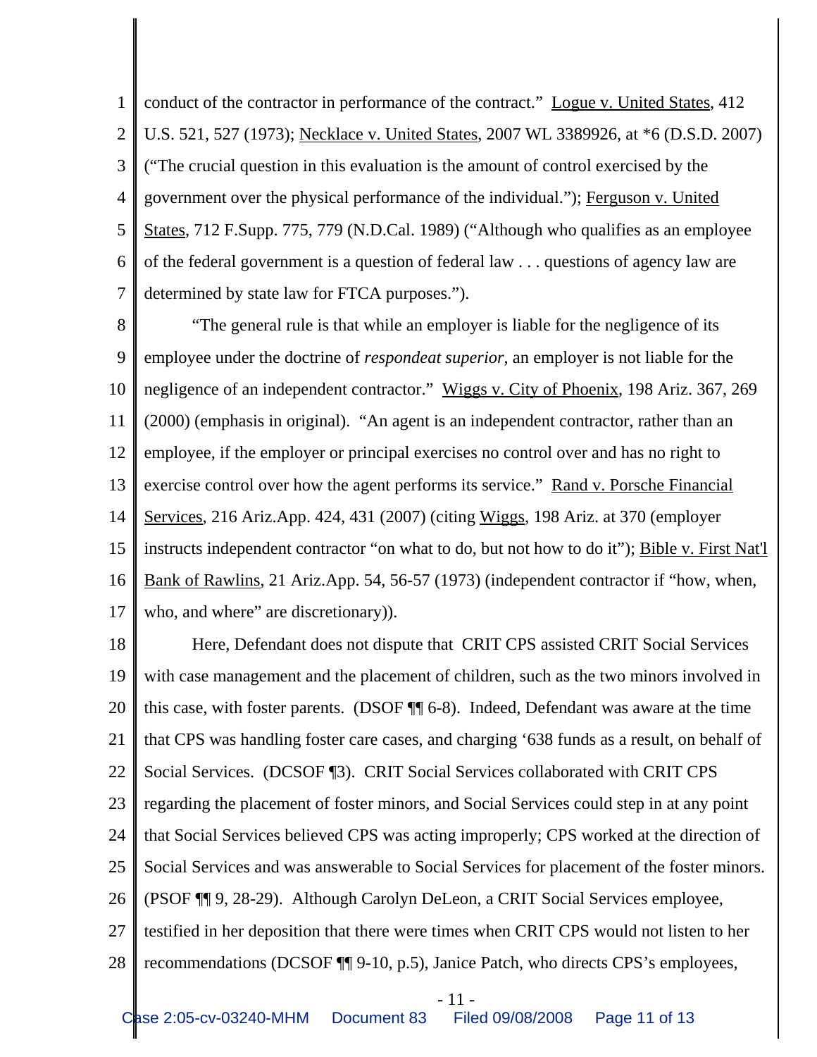conduct of the contractor in performance of the contract." Logue v. United States, 412 U.S. 521, 527 (1973); Necklace v. United States, 2007 WL 3389926, at *6 (D.S.D. 2007) ("The crucial question in this evaluation is the amount of control exercised by the government over the physical performance of the individual."); Ferguson v. United States, 712 F.Supp. 775, 779 (N.D.Cal. 1989) ("Although who qualifies as an employee of the federal government is a question of federal law . . . questions of agency law are determined by state law for FTCA purposes.").

"The general rule is that while an employer is liable for the negligence of its employee under the doctrine of *respondeat superior*, an employer is not liable for the negligence of an independent contractor." Wiggs v. City of Phoenix, 198 Ariz. 367, 269 (2000) (emphasis in original). "An agent is an independent contractor, rather than an employee, if the employer or principal exercises no control over and has no right to exercise control over how the agent performs its service." Rand v. Porsche Financial Services, 216 Ariz.App. 424, 431 (2007) (citing Wiggs, 198 Ariz. at 370 (employer instructs independent contractor "on what to do, but not how to do it"); Bible v. First Nat'l Bank of Rawlins, 21 Ariz.App. 54, 56-57 (1973) (independent contractor if "how, when, who, and where" are discretionary)).

Here, Defendant does not dispute that CRIT CPS assisted CRIT Social Services with case management and the placement of children, such as the two minors involved in this case, with foster parents. (DSOF ¶¶ 6-8). Indeed, Defendant was aware at the time that CPS was handling foster care cases, and charging '638 funds as a result, on behalf of Social Services. (DCSOF ¶3). CRIT Social Services collaborated with CRIT CPS regarding the placement of foster minors, and Social Services could step in at any point that Social Services believed CPS was acting improperly; CPS worked at the direction of Social Services and was answerable to Social Services for placement of the foster minors. (PSOF ¶¶ 9, 28-29). Although Carolyn DeLeon, a CRIT Social Services employee, testified in her deposition that there were times when CRIT CPS would not listen to her recommendations (DCSOF ¶¶ 9-10, p.5), Janice Patch, who directs CPS's employees,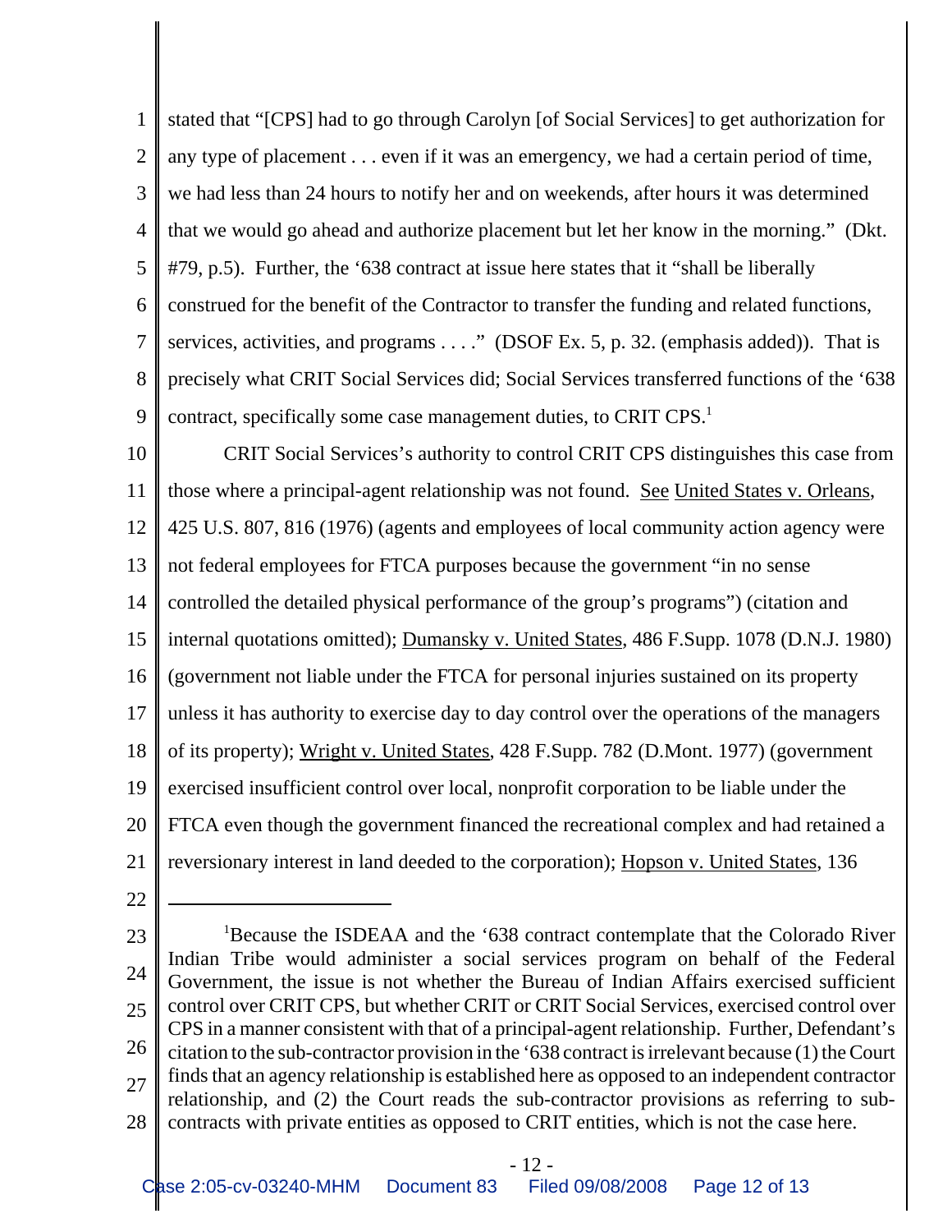stated that "[CPS] had to go through Carolyn [of Social Services] to get authorization for any type of placement . . . even if it was an emergency, we had a certain period of time, we had less than 24 hours to notify her and on weekends, after hours it was determined that we would go ahead and authorize placement but let her know in the morning." (Dkt. #79, p.5). Further, the '638 contract at issue here states that it "shall be liberally construed for the benefit of the Contractor to transfer the funding and related functions, services, activities, and programs . . . ." (DSOF Ex. 5, p. 32. (emphasis added)). That is precisely what CRIT Social Services did; Social Services transferred functions of the '638 contract, specifically some case management duties, to CRIT CPS.[1]

CRIT Social Services's authority to control CRIT CPS distinguishes this case from those where a principal-agent relationship was not found. See United States v. Orleans, 425 U.S. 807, 816 (1976) (agents and employees of local community action agency were not federal employees for FTCA purposes because the government "in no sense controlled the detailed physical performance of the group's programs") (citation and internal quotations omitted); Dumansky v. United States, 486 F.Supp. 1078 (D.N.J. 1980) (government not liable under the FTCA for personal injuries sustained on its property unless it has authority to exercise day to day control over the operations of the managers of its property); Wright v. United States, 428 F.Supp. 782 (D.Mont. 1977) (government exercised insufficient control over local, nonprofit corporation to be liable under the FTCA even though the government financed the recreational complex and had retained a reversionary interest in land deeded to the corporation); Hopson v. United States, 136

---

[1] Because the ISDEAA and the '638 contract contemplate that the Colorado River Indian Tribe would administer a social services program on behalf of the Federal Government, the issue is not whether the Bureau of Indian Affairs exercised sufficient control over CRIT CPS, but whether CRIT or CRIT Social Services, exercised control over CPS in a manner consistent with that of a principal-agent relationship. Further, Defendant's citation to the sub-contractor provision in the '638 contract is irrelevant because (1) the Court finds that an agency relationship is established here as opposed to an independent contractor relationship, and (2) the Court reads the sub-contractor provisions as referring to sub-contracts with private entities as opposed to CRIT entities, which is not the case here.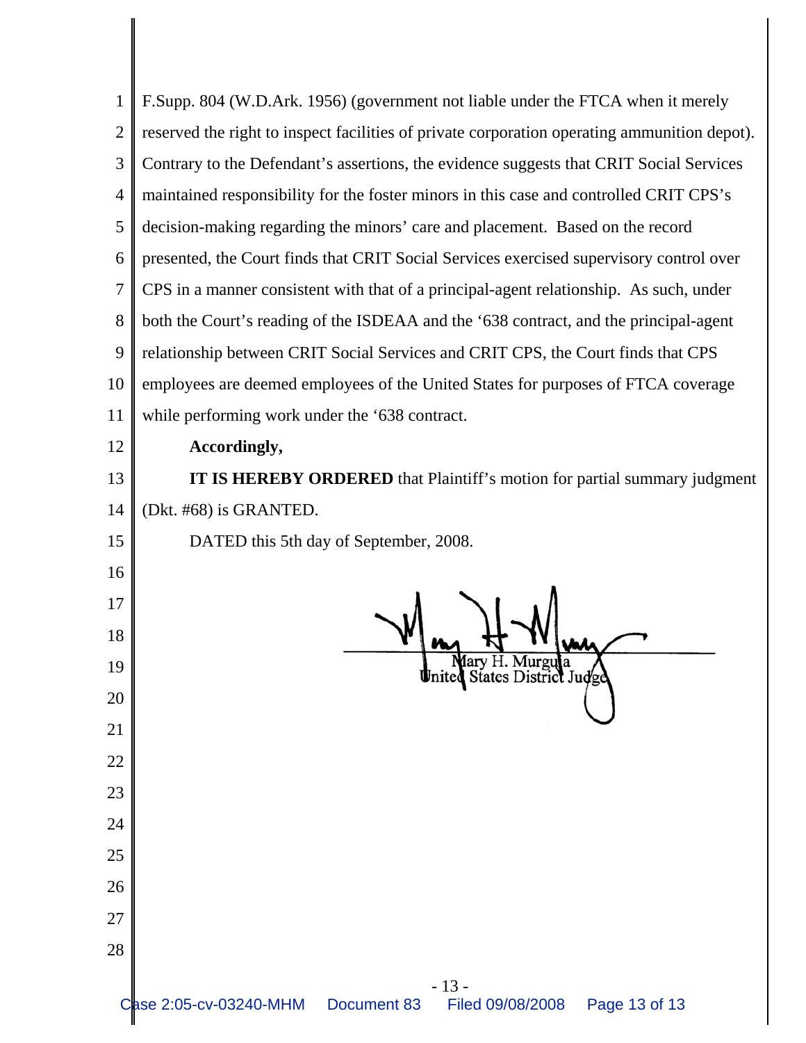F.Supp. 804 (W.D.Ark. 1956) (government not liable under the FTCA when it merely reserved the right to inspect facilities of private corporation operating ammunition depot). Contrary to the Defendant's assertions, the evidence suggests that CRIT Social Services maintained responsibility for the foster minors in this case and controlled CRIT CPS's decision-making regarding the minors' care and placement. Based on the record presented, the Court finds that CRIT Social Services exercised supervisory control over CPS in a manner consistent with that of a principal-agent relationship. As such, under both the Court's reading of the ISDEAA and the '638 contract, and the principal-agent relationship between CRIT Social Services and CRIT CPS, the Court finds that CPS employees are deemed employees of the United States for purposes of FTCA coverage while performing work under the '638 contract.

**Accordingly,**

**IT IS HEREBY ORDERED** that Plaintiff's motion for partial summary judgment (Dkt. #68) is GRANTED.

DATED this 5th day of September, 2008.

Mary H. Murguia
United States District Judge